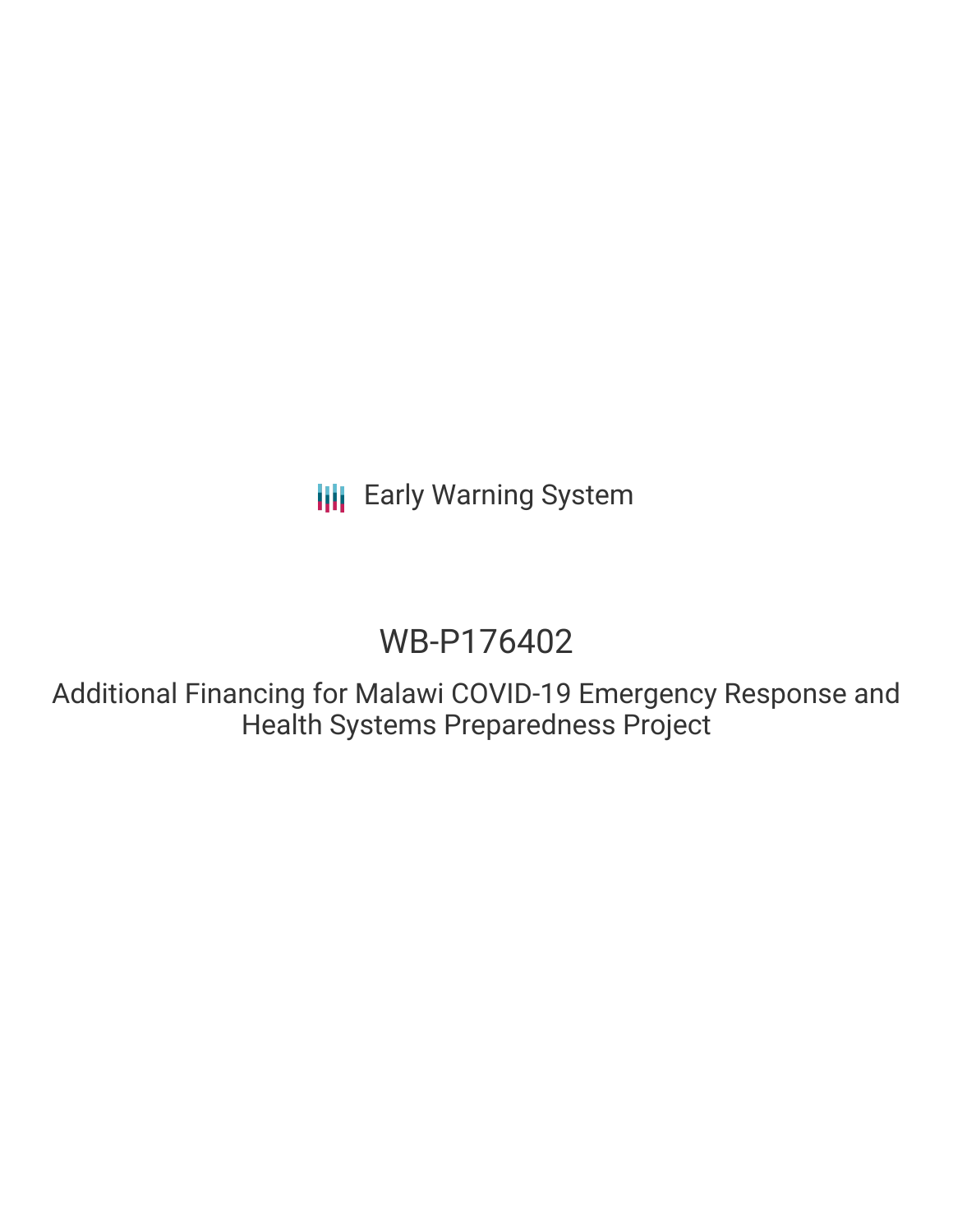Early Warning System

# WB-P176402

## Additional Financing for Malawi COVID-19 Emergency Response and Health Systems Preparedness Project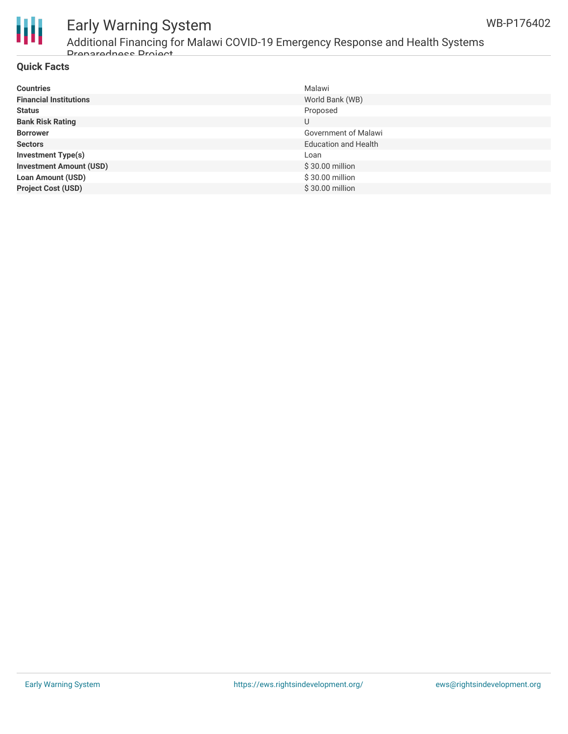## Quick Facts

| | |
|---|---|
| **Countries** | Malawi |
| **Financial Institutions** | World Bank (WB) |
| **Status** | Proposed |
| **Bank Risk Rating** | U |
| **Borrower** | Government of Malawi |
| **Sectors** | Education and Health |
| **Investment Type(s)** | Loan |
| **Investment Amount (USD)** | $ 30.00 million |
| **Loan Amount (USD)** | $ 30.00 million |
| **Project Cost (USD)** | $ 30.00 million |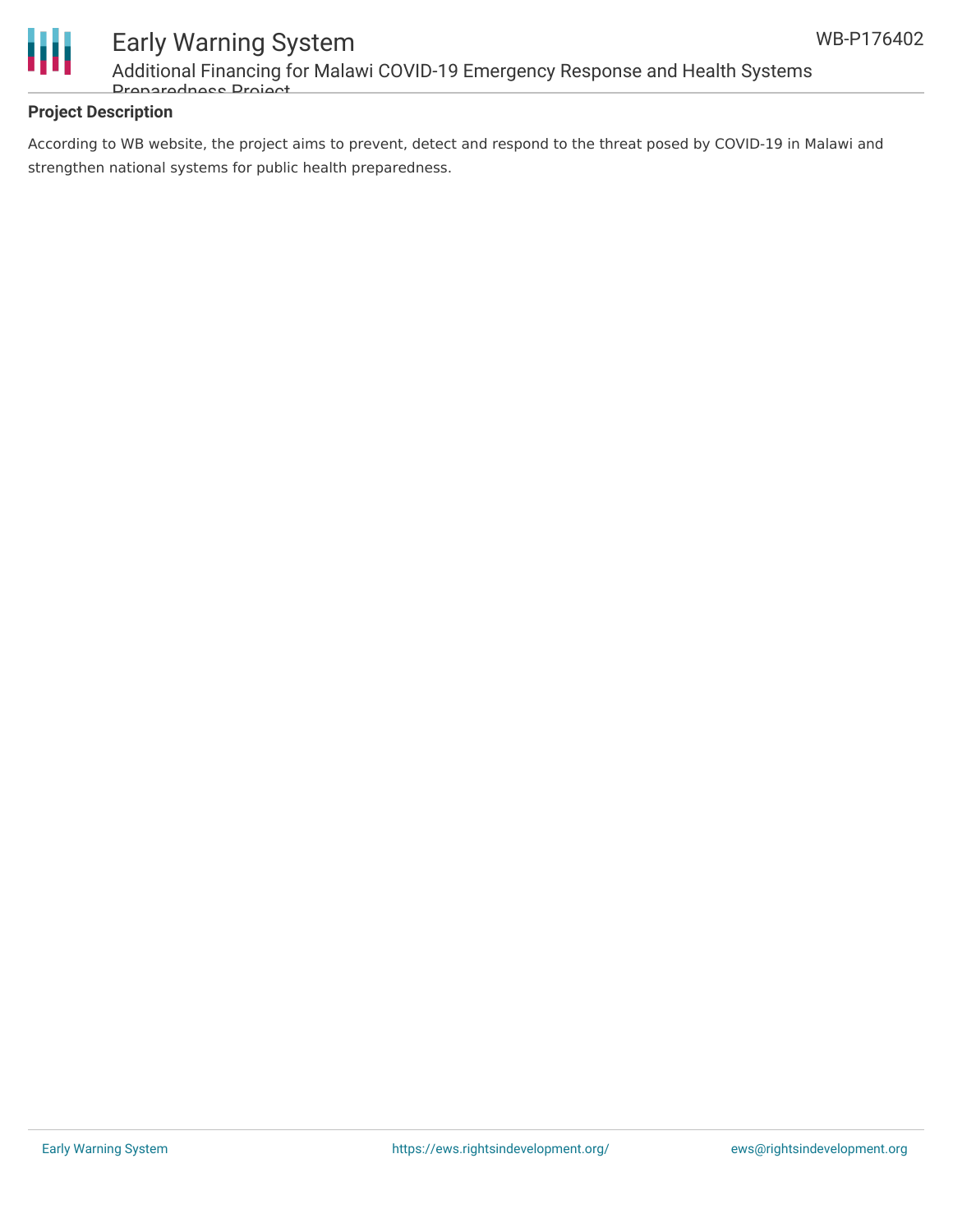**Project Description**

According to WB website, the project aims to prevent, detect and respond to the threat posed by COVID-19 in Malawi and strengthen national systems for public health preparedness.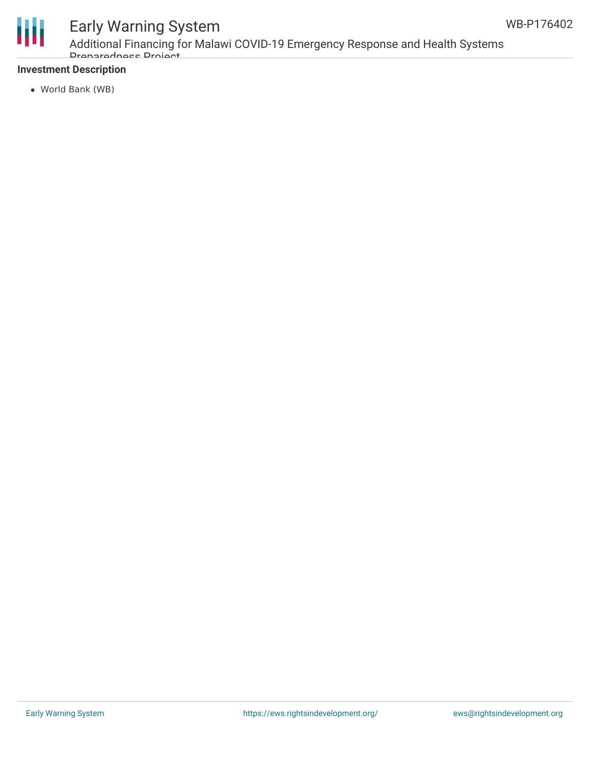**Investment Description**

- World Bank (WB)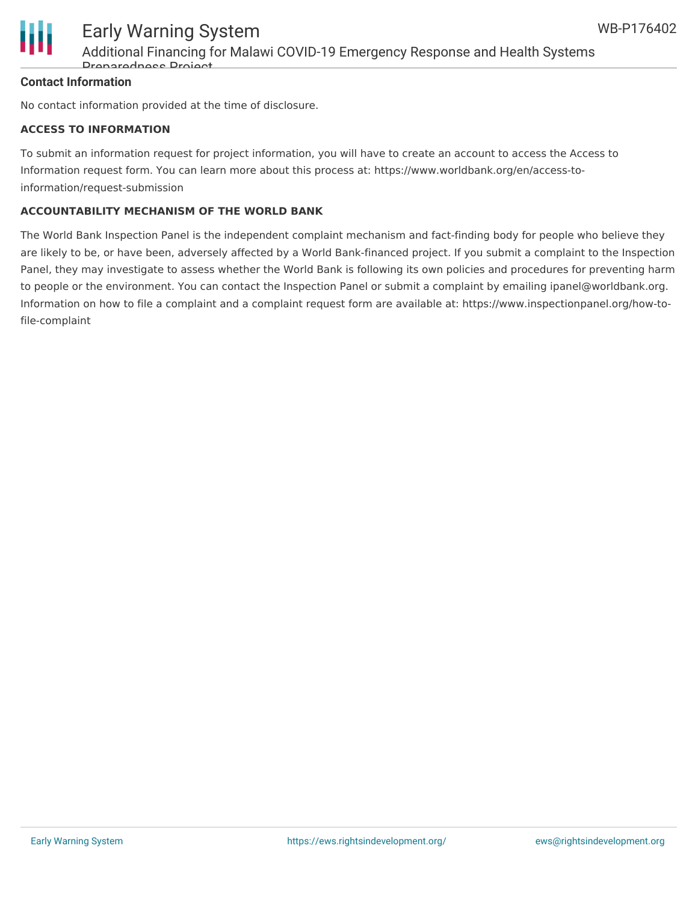**Contact Information**

No contact information provided at the time of disclosure.

**ACCESS TO INFORMATION**

To submit an information request for project information, you will have to create an account to access the Access to Information request form. You can learn more about this process at: https://www.worldbank.org/en/access-to-information/request-submission

**ACCOUNTABILITY MECHANISM OF THE WORLD BANK**

The World Bank Inspection Panel is the independent complaint mechanism and fact-finding body for people who believe they are likely to be, or have been, adversely affected by a World Bank-financed project. If you submit a complaint to the Inspection Panel, they may investigate to assess whether the World Bank is following its own policies and procedures for preventing harm to people or the environment. You can contact the Inspection Panel or submit a complaint by emailing ipanel@worldbank.org. Information on how to file a complaint and a complaint request form are available at: https://www.inspectionpanel.org/how-to-file-complaint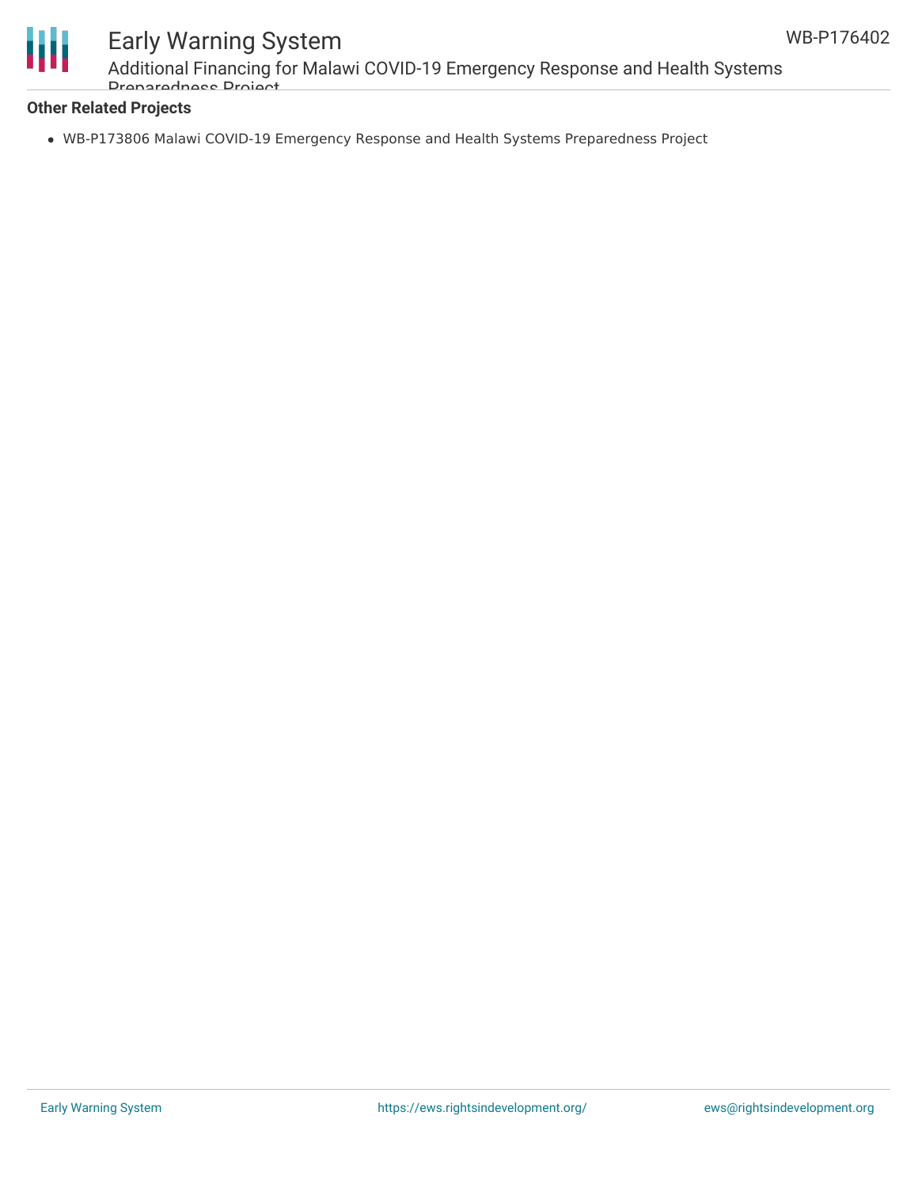**Other Related Projects**

- WB-P173806 Malawi COVID-19 Emergency Response and Health Systems Preparedness Project